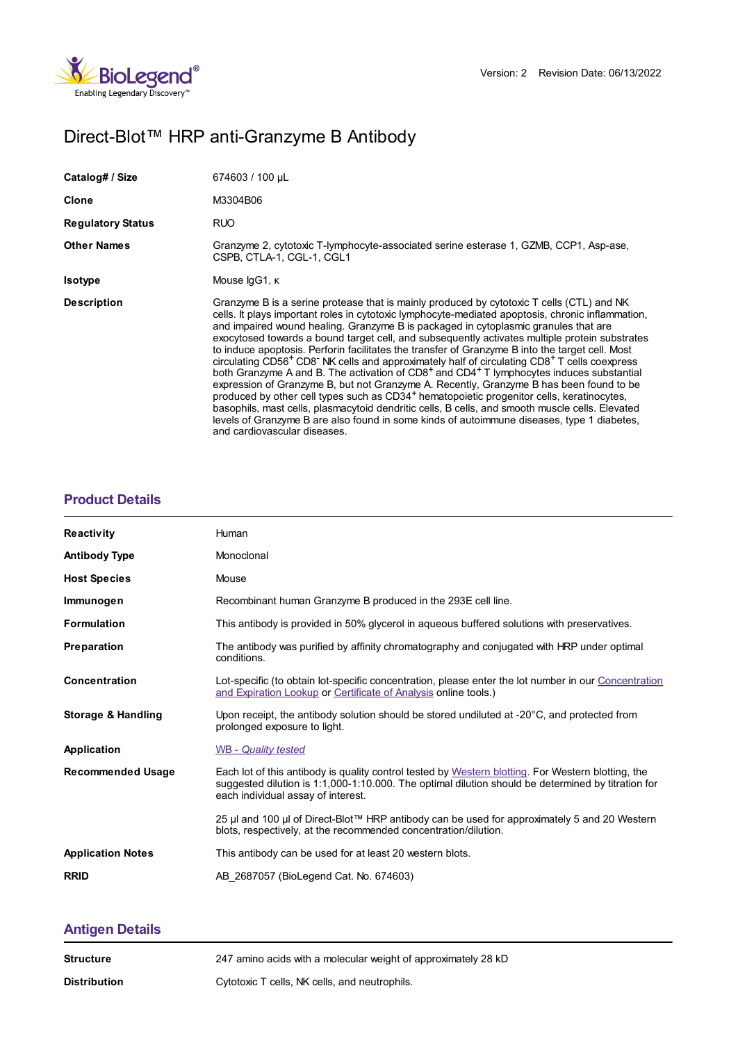# Direct-Blot™ HRP anti-Granzyme B Antibody

Version: 2 Revision Date: 06/13/2022

| | |
|---|---|
| **Catalog# / Size** | 674603 / 100 µL |
| **Clone** | M3304B06 |
| **Regulatory Status** | RUO |
| **Other Names** | Granzyme 2, cytotoxic T-lymphocyte-associated serine esterase 1, GZMB, CCP1, Asp-ase, CSPB, CTLA-1, CGL-1, CGL1 |
| **Isotype** | Mouse IgG1, κ |
| **Description** | Granzyme B is a serine protease that is mainly produced by cytotoxic T cells (CTL) and NK cells. It plays important roles in cytotoxic lymphocyte-mediated apoptosis, chronic inflammation, and impaired wound healing. Granzyme B is packaged in cytoplasmic granules that are exocytosed towards a bound target cell, and subsequently activates multiple protein substrates to induce apoptosis. Perforin facilitates the transfer of Granzyme B into the target cell. Most circulating CD56$^{+}$ CD8$^{-}$ NK cells and approximately half of circulating CD8$^{+}$ T cells coexpress both Granzyme A and B. The activation of CD8$^{+}$ and CD4$^{+}$ T lymphocytes induces substantial expression of Granzyme B, but not Granzyme A. Recently, Granzyme B has been found to be produced by other cell types such as CD34$^{+}$ hematopoietic progenitor cells, keratinocytes, basophils, mast cells, plasmacytoid dendritic cells, B cells, and smooth muscle cells. Elevated levels of Granzyme B are also found in some kinds of autoimmune diseases, type 1 diabetes, and cardiovascular diseases. |

## Product Details

| | |
|---|---|
| **Reactivity** | Human |
| **Antibody Type** | Monoclonal |
| **Host Species** | Mouse |
| **Immunogen** | Recombinant human Granzyme B produced in the 293E cell line. |
| **Formulation** | This antibody is provided in 50% glycerol in aqueous buffered solutions with preservatives. |
| **Preparation** | The antibody was purified by affinity chromatography and conjugated with HRP under optimal conditions. |
| **Concentration** | Lot-specific (to obtain lot-specific concentration, please enter the lot number in our Concentration and Expiration Lookup or Certificate of Analysis online tools.) |
| **Storage & Handling** | Upon receipt, the antibody solution should be stored undiluted at -20°C, and protected from prolonged exposure to light. |
| **Application** | *WB - Quality tested* |
| **Recommended Usage** | Each lot of this antibody is quality control tested by Western blotting. For Western blotting, the suggested dilution is 1:1,000-1:10.000. The optimal dilution should be determined by titration for each individual assay of interest.<br><br>25 µl and 100 µl of Direct-Blot™ HRP antibody can be used for approximately 5 and 20 Western blots, respectively, at the recommended concentration/dilution. |
| **Application Notes** | This antibody can be used for at least 20 western blots. |
| **RRID** | AB_2687057 (BioLegend Cat. No. 674603) |

## Antigen Details

| | |
|---|---|
| **Structure** | 247 amino acids with a molecular weight of approximately 28 kD |
| **Distribution** | Cytotoxic T cells, NK cells, and neutrophils. |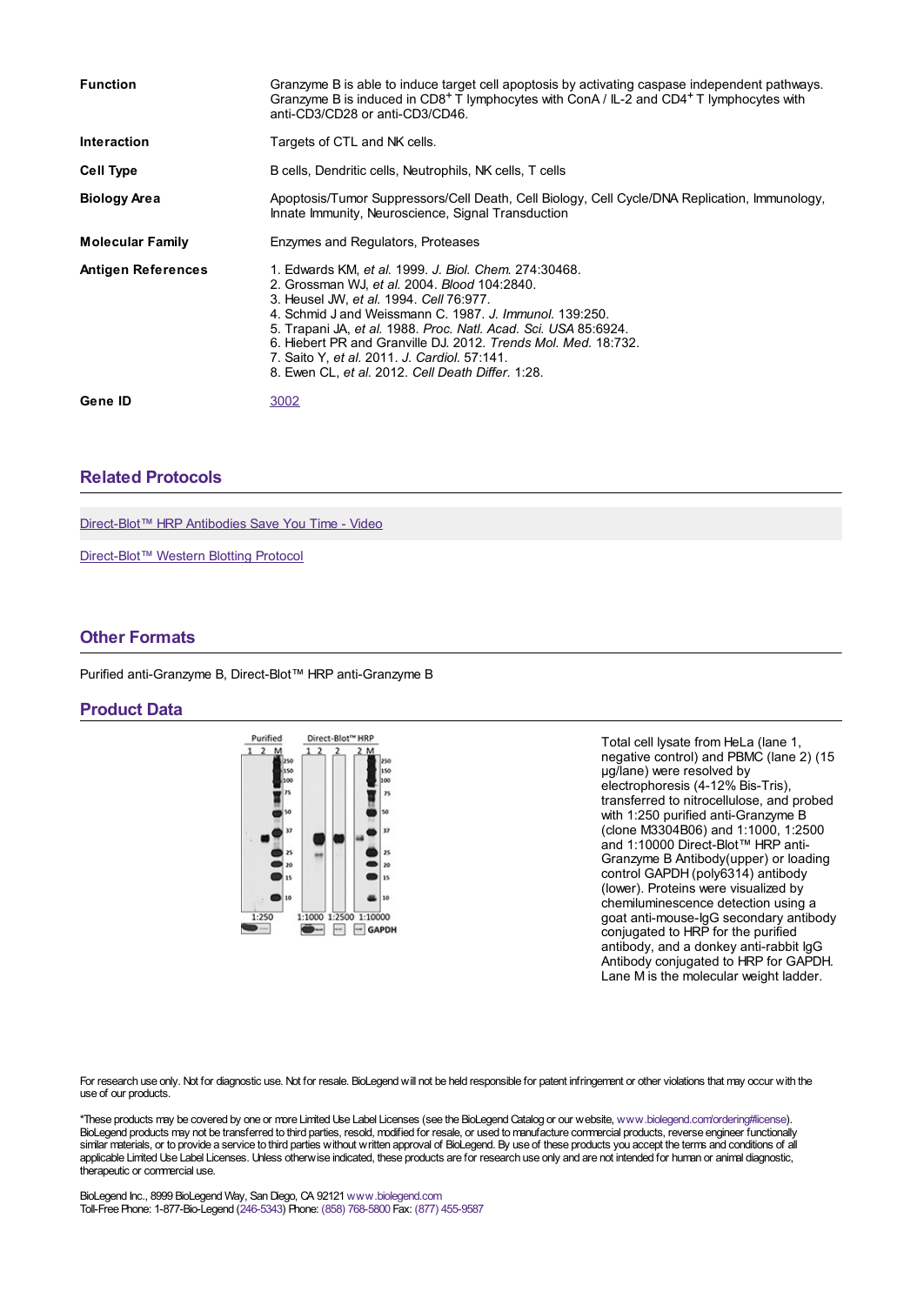| | |
|---|---|
| **Function** | Granzyme B is able to induce target cell apoptosis by activating caspase independent pathways. Granzyme B is induced in CD8$^{+}$ T lymphocytes with ConA / IL-2 and CD4$^{+}$ T lymphocytes with anti-CD3/CD28 or anti-CD3/CD46. |
| **Interaction** | Targets of CTL and NK cells. |
| **Cell Type** | B cells, Dendritic cells, Neutrophils, NK cells, T cells |
| **Biology Area** | Apoptosis/Tumor Suppressors/Cell Death, Cell Biology, Cell Cycle/DNA Replication, Immunology, Innate Immunity, Neuroscience, Signal Transduction |
| **Molecular Family** | Enzymes and Regulators, Proteases |
| **Antigen References** | 1. Edwards KM, *et al.* 1999. *J. Biol. Chem.* 274:30468.<br>2. Grossman WJ, *et al.* 2004. *Blood* 104:2840.<br>3. Heusel JW, *et al.* 1994. *Cell* 76:977.<br>4. Schmid J and Weissmann C. 1987. *J. Immunol.* 139:250.<br>5. Trapani JA, *et al.* 1988. *Proc. Natl. Acad. Sci. USA* 85:6924.<br>6. Hiebert PR and Granville DJ. 2012. *Trends Mol. Med.* 18:732.<br>7. Saito Y, *et al.* 2011. *J. Cardiol.* 57:141.<br>8. Ewen CL, *et al.* 2012. *Cell Death Differ.* 1:28. |
| **Gene ID** | 3002 |

## Related Protocols

Direct-Blot™ HRP Antibodies Save You Time - Video

Direct-Blot™ Western Blotting Protocol

## Other Formats

Purified anti-Granzyme B, Direct-Blot™ HRP anti-Granzyme B

## Product Data

Purified
1 2 M
Direct-Blot™ HRP
1 2 2 2 M
250
150
100
75
50
37
25
20
15
10
1:250
1:1000 1:2500 1:10000
GAPDH

Total cell lysate from HeLa (lane 1, negative control) and PBMC (lane 2) (15 µg/lane) were resolved by electrophoresis (4-12% Bis-Tris), transferred to nitrocellulose, and probed with 1:250 purified anti-Granzyme B (clone M3304B06) and 1:1000, 1:2500 and 1:10000 Direct-Blot™ HRP anti-Granzyme B Antibody(upper) or loading control GAPDH (poly6314) antibody (lower). Proteins were visualized by chemiluminescence detection using a goat anti-mouse-IgG secondary antibody conjugated to HRP for the purified antibody, and a donkey anti-rabbit IgG Antibody conjugated to HRP for GAPDH. Lane M is the molecular weight ladder.

For research use only. Not for diagnostic use. Not for resale. BioLegend will not be held responsible for patent infringement or other violations that may occur with the use of our products.

*These products may be covered by one or more Limited Use Label Licenses (see the BioLegend Catalog or our website, www.biolegend.com/ordering#license). BioLegend products may not be transferred to third parties, resold, modified for resale, or used to manufacture commercial products, reverse engineer functionally similar materials, or to provide a service to third parties without written approval of BioLegend. By use of these products you accept the terms and conditions of all applicable Limited Use Label Licenses. Unless otherwise indicated, these products are for research use only and are not intended for human or animal diagnostic, therapeutic or commercial use.

BioLegend Inc., 8999 BioLegend Way, San Diego, CA 92121 www.biolegend.com
Toll-Free Phone: 1-877-Bio-Legend (246-5343) Phone: (858) 768-5800 Fax: (877) 455-9587